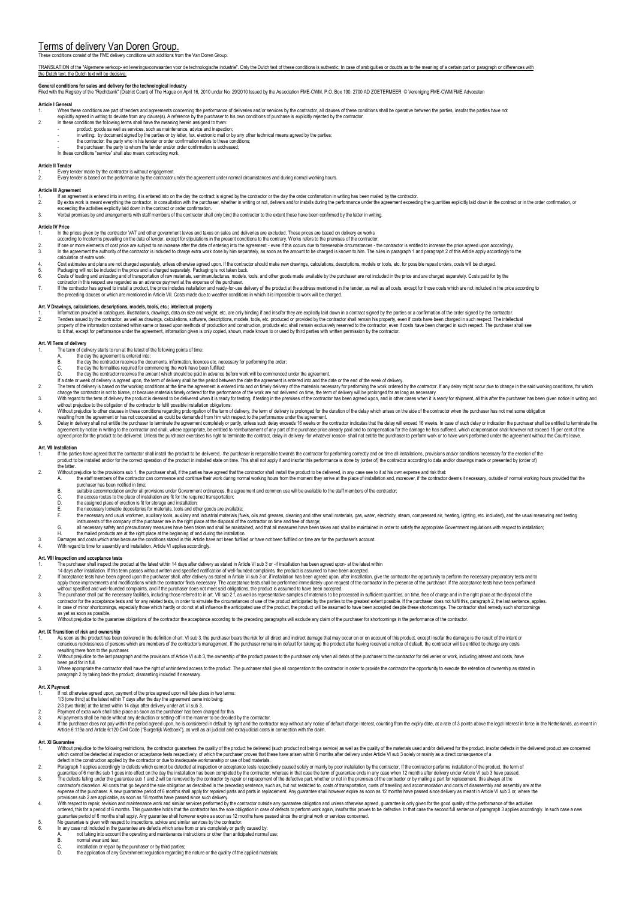// Terms of delivery Van Doren Group

# Terms of delivery Van Doren Group.

These conditions consist of the FME delivery conditions with additions from the Van Doren Group.

TRANSLATION of the "Algemene verkoop- en leveringsvoorwaarden voor de technologische industrie". Only the Dutch text of these conditions is authentic. In case of ambiguities or doubts as to the meaning of a certain part or paragraph or differences with the Dutch text, the Dutch text will be decisive.

**General conditions for sales and delivery for the technological industry**
Filed with the Registry of the "Rechtbank" (District Court) of The Hague on April 16, 2010 under No. 29/2010 Issued by the Association FME-CWM, P.O. Box 190, 2700 AD ZOETERMEER © Vereniging FME-CWM/FME Advocaten

**Article I General**

1. When these conditions are part of tenders and agreements concerning the performance of deliveries and/or services by the contractor, all clauses of these conditions shall be operative between the parties, insofar the parties have not explicitly agreed in writing to deviate from any clause(s). A reference by the purchaser to his own conditions of purchase is explicitly rejected by the contractor.
2. In these conditions the following terms shall have the meaning herein assigned to them:
   - product: goods as well as services, such as maintenance, advice and inspection;
   - in writing: by document signed by the parties or by letter, fax, electronic mail or by any other technical means agreed by the parties;
   - the contractor: the party who in his tender or order confirmation refers to these conditions;
   - the purchaser: the party to whom the tender and/or order confirmation is addressed;

   In these conditions "service" shall also mean: contracting work.

**Article II Tender**

1. Every tender made by the contractor is without engagement.
2. Every tender is based on the performance by the contractor under the agreement under normal circumstances and during normal working hours.

**Article III Agreement**

1. If an agreement is entered into in writing, it is entered into on the day the contract is signed by the contractor or the day the order confirmation in writing has been mailed by the contractor.
2. By extra work is meant everything the contractor, in consultation with the purchaser, whether in writing or not, delivers and/or installs during the performance under the agreement exceeding the quantities explicitly laid down in the contract or in the order confirmation, or exceeding the activities explicitly laid down in the contract or order confirmation.
3. Verbal promises by and arrangements with staff members of the contractor shall only bind the contractor to the extent these have been confirmed by the latter in writing.

**Article IV Price**

1. In the prices given by the contractor VAT and other government levies and taxes on sales and deliveries are excluded. These prices are based on delivery ex works according to Incoterms prevailing on the date of tender, except for stipulations in the present conditions to the contrary. Works refers to the premises of the contractor.
2. If one or more elements of cost price are subject to an increase after the date of entering into the agreement - even if this occurs due to foreseeable circumstances - the contractor is entitled to increase the price agreed upon accordingly.
3. In the agreement the authority of the contractor is included to charge extra work done by him separately, as soon as the amount to be charged is known to him. The rules in paragraph 1 and paragraph 2 of this Article apply accordingly to the calculation of extra work.
4. Cost estimates and plans are not charged separately, unless otherwise agreed upon. If the contractor should make new drawings, calculations, descriptions, models or tools etc. for possible repeat orders, costs will be charged.
5. Packaging will not be included in the price and is charged separately. Packaging is not taken back.
6. Costs of loading and unloading and of transportation of raw materials, semimanufactures, models, tools, and other goods made available by the purchaser are not included in the price and are charged separately. Costs paid for by the contractor in this respect are regarded as an advance payment at the expense of the purchaser.
7. If the contractor has agreed to install a product, the price includes installation and ready-for-use delivery of the product at the address mentioned in the tender, as well as all costs, except for those costs which are not included in the price according to the preceding clauses or which are mentioned in Article VII. Costs made due to weather conditions in which it is impossible to work will be charged.

**Art. V Drawings, calculations, descriptions, models, tools, etc.; intellectual property**

1. Information provided in catalogues, illustrations, drawings, data on size and weight, etc. are only binding if and insofar they are explicitly laid down in a contract signed by the parties or a confirmation of the order signed by the contractor.
2. Tenders issued by the contractor, as well as drawings, calculations, software, descriptions, models, tools, etc. produced or provided by the contractor shall remain his property, even if costs have been charged in such respect. The intellectual property of the information contained within same or based upon methods of production and construction, products etc. shall remain exclusively reserved to the contractor, even if costs have been charged in such respect. The purchaser shall see to it that, except for performance under the agreement, information given is only copied, shown, made known to or used by third parties with written permission by the contractor.

**Art. VI Term of delivery**

1. The term of delivery starts to run at the latest of the following points of time:
   - A. the day the agreement is entered into;
   - B. the day the contractor receives the documents, information, licences etc. necessary for performing the order;
   - C. the day the formalities required for commencing the work have been fulfilled;
   - D. the day the contractor receives the amount which should be paid in advance before work will be commenced under the agreement.

   If a date or week of delivery is agreed upon, the term of delivery shall be the period between the date the agreement is entered into and the date or the end of the week of delivery.
2. The term of delivery is based on the working conditions at the time the agreement is entered into and on timely delivery of the materials necessary for performing the work ordered by the contractor. If any delay might occur due to change in the said working conditions, for which change the contractor is not to blame, or because materials timely ordered for the performance of the work are not delivered on time, the term of delivery will be prolonged for as long as necessary.
3. With regard to the term of delivery the product is deemed to be delivered when it is ready for testing, if testing in the premises of the contractor has been agreed upon, and in other cases when it is ready for shipment, all this after the purchaser has been given notice in writing and without prejudice to the obligation of the contractor to fulfil possible installation obligations.
4. Without prejudice to other clauses in these conditions regarding prolongation of the term of delivery, the term of delivery is prolonged for the duration of the delay which arises on the side of the contractor when the purchaser has not met some obligation resulting from the agreement or has not cooperated as could be demanded from him with respect to the performance under the agreement.
5. Delay in delivery shall not entitle the purchaser to terminate the agreement completely or partly, unless such delay exceeds 16 weeks or the contractor indicates that the delay will exceed 16 weeks. In case of such delay or indication the purchaser shall be entitled to terminate the agreement by notice in writing to the contractor and shall, where appropriate, be entitled to reimbursement of any part of the purchase price already paid and to compensation for the damage he has suffered, which compensation shall however not exceed 15 per cent of the agreed price for the product to be delivered. Unless the purchaser exercises his right to terminate the contract, delay in delivery - for whatever reason- shall not entitle the purchaser to perform work or to have work performed under the agreement without the Court's leave.

**Art. VII Installation**

1. If the parties have agreed that the contractor shall install the product to be delivered, the purchaser is responsible towards the contractor for performing correctly and on time all installations, provisions and/or conditions necessary for the erection of the product to be installed and/or for the correct operation of the product in installed state on time. This shall not apply if and insofar this performance is done by (order of) the contractor according to data and/or drawings made or presented by (order of) the latter.
2. Without prejudice to the provisions sub 1, the purchaser shall, if the parties have agreed that the contractor shall install the product to be delivered, in any case see to it at his own expense and risk that:
   - A. the staff members of the contractor can commence and continue their work during normal working hours from the moment they arrive at the place of installation and, moreover, if the contractor deems it necessary, outside of normal working hours provided that the purchaser has been notified in time;
   - B. suitable accommodation and/or all provisions under Government ordinances, the agreement and common use will be available to the staff members of the contractor;
   - C. the access routes to the place of installation are fit for the required transportation;
   - D. the assigned place of erection is fit for storage and installation;
   - E. the necessary lockable depositories for materials, tools and other goods are available;
   - F. the necessary and usual workmen, auxiliary tools, auxiliary and industrial materials (fuels, oils and greases, cleaning and other small materials, gas, water, electricity, steam, compressed air, heating, lighting, etc. included), and the usual measuring and testing instruments of the company of the purchaser are in the right place at the disposal of the contractor on time and free of charge;
   - G. all necessary safety and precautionary measures have been taken and shall be maintained, and that all measures have been taken and shall be maintained in order to satisfy the appropriate Government regulations with respect to installation;
   - H. the mailed products are at the right place at the beginning of and during the installation.
3. Damages and costs which arise because the conditions stated in this Article have not been fulfilled or have not been fulfilled on time are for the purchaser's account.
4. With regard to time for assembly and installation, Article VI applies accordingly.

**Art. VIII Inspection and acceptance tests**

1. The purchaser shall inspect the product at the latest within 14 days after delivery as stated in Article VI sub 3 or -if installation has been agreed upon- at the latest within 14 days after installation. If this term passes without written and specified notification of well-founded complaints, the product is assumed to have been accepted.
2. If acceptance tests have been agreed upon the purchaser shall, after delivery as stated in Article VI sub 3 or, if installation has been agreed upon, after installation, give the contractor the opportunity to perform the necessary preparatory tests and to apply those improvements and modifications which the contractor finds necessary. The acceptance tests shall be performed immediately upon request of the contractor in the presence of the purchaser. If the acceptance tests have been performed without specified and well-founded complaints, and if the purchaser does not meet said obligations, the product is assumed to have been accepted.
3. The purchaser shall put the necessary facilities, including those referred to in art. VII sub 2 f, as well as representative samples of materials to be processed in sufficient quantities, on time, free of charge and in the right place at the disposal of the contractor for the acceptance tests and for any related tests, in order to simulate the circumstances of use of the product anticipated by the parties to the greatest extent possible. If the purchaser does not fulfil this, paragraph 2, the last sentence, applies.
4. In case of minor shortcomings, especially those which hardly or do not at all influence the anticipated use of the product, the product will be assumed to have been accepted despite these shortcomings. The contractor shall remedy such shortcomings as yet as soon as possible.
5. Without prejudice to the guarantee obligations of the contractor the acceptance according to the preceding paragraphs will exclude any claim of the purchaser for shortcomings in the performance of the contractor.

**Art. IX Transition of risk and ownership**

1. As soon as the product has been delivered in the definition of art. VI sub 3, the purchaser bears the risk for all direct and indirect damage that may occur on or on account of this product, except insofar the damage is the result of the intent or conscious recklessness of persons which are members of the contractor's management. If the purchaser remains in default for taking up the product after having received a notice of default, the contractor will be entitled to charge any costs resulting there from to the purchaser.
2. Without prejudice to the last paragraph and the provisions of Article VI sub 3, the ownership of the product passes to the purchaser only when all debts of the purchaser to the contractor for deliveries or work, including interest and costs, have been paid for in full.
3. Where appropriate the contractor shall have the right of unhindered access to the product. The purchaser shall give all cooperation to the contractor in order to provide the contractor the opportunity to execute the retention of ownership as stated in paragraph 2 by taking back the product, dismantling included if necessary.

**Art. X Payment**

1. If not otherwise agreed upon, payment of the price agreed upon will take place in two terms:
   1/3 (one third) at the latest within 7 days after the day the agreement came into being;
   2/3 (two thirds) at the latest within 14 days after delivery under art.VI sub 3.
2. Payment of extra work shall take place as soon as the purchaser has been charged for this.
3. All payments shall be made without any deduction or setting-off in the manner to be decided by the contractor.
4. If the purchaser does not pay within the period agreed upon, he is considered in default by right and the contractor may without any notice of default charge interest, counting from the expiry date, at a rate of 3 points above the legal interest in force in the Netherlands, as meant in Article 6:119a and Article 6:120 Civil Code ("Burgerlijk Wetboek"), as well as all judicial and extrajudicial costs in connection with the claim.

**Art. XI Guarantee**

1. Without prejudice to the following restrictions, the contractor guarantees the quality of the product he delivered (such product not being a service) as well as the quality of the materials used and/or delivered for the product, insofar defects in the delivered product are concerned which cannot be detected at inspection or acceptance tests respectively, of which the purchaser proves that these have arisen within 6 months after delivery under Article VI sub 3 solely or mainly as a direct consequence of a defect in the construction applied by the contractor or due to inadequate workmanship or use of bad materials.
2. Paragraph 1 applies accordingly to defects which cannot be detected at inspection or acceptance tests respectively caused solely or mainly by poor installation by the contractor. If the contractor performs installation of the product, the term of guarantee of 6 months sub 1 goes into effect on the day the installation has been completed by the contractor, whereas in that case the term of guarantee ends in any case when 12 months after delivery under Article VI sub 3 have passed.
3. The defects falling under the guarantee sub 1 and 2 will be removed by the contractor by repair or replacement of the defective part, whether or not in the premises of the contractor or by mailing a part for replacement, this always at the contractor's discretion. All costs that go beyond the sole obligation as described in the preceding sentence, such as, but not restricted to, costs of transportation, costs of travelling and accommodation and costs of disassembly and assembly are at the expense of the purchaser. A new guarantee period of 6 months shall apply for repaired parts and parts in replacement. Any guarantee shall however expire as soon as 12 months have passed since delivery as meant in Article VI sub 3 or, where the provisions sub 2 are applicable, as soon as 18 months have passed since such delivery.
4. With respect to repair, revision and maintenance work and similar services performed by the contractor outside any guarantee obligation and unless otherwise agreed, guarantee is only given for the good quality of the performance of the activities ordered, this for a period of 6 months. This guarantee holds that the contractor has the sole obligation in case of defects to perform work again, insofar this proves to be defective. In that case the second full sentence of paragraph 3 applies accordingly. In such case a new guarantee period of 6 months shall apply. Any guarantee shall however expire as soon as 12 months have passed since the original work or services concerned.
5. No guarantee is given with respect to inspections, advice and similar services by the contractor.
6. In any case not included in the guarantee are defects which arise from or are completely or partly caused by:
   - A. not taking into account the operating and maintenance instructions or other than anticipated normal use;
   - B. normal wear and tear;
   - C. installation or repair by the purchaser or by third parties;
   - D. the application of any Government regulation regarding the nature or the quality of the applied materials;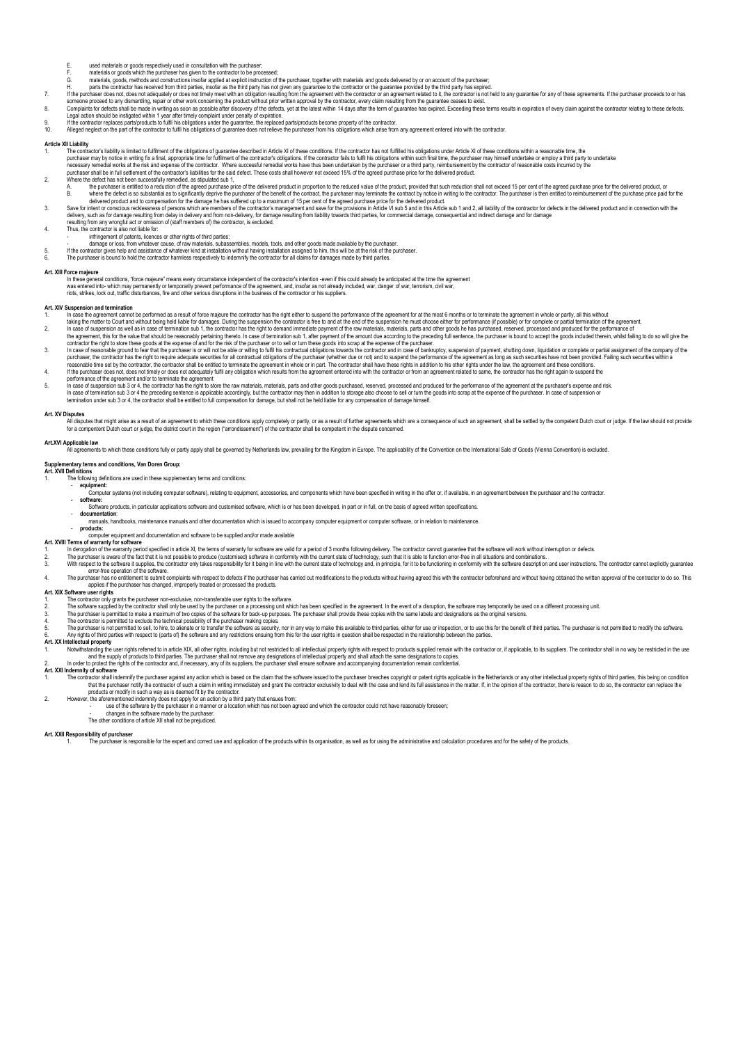E. used materials or goods respectively used in consultation with the purchaser;
F. materials or goods which the purchaser has given to the contractor to be processed;
G. materials, goods, methods and constructions insofar applied at explicit instruction of the purchaser, together with materials and goods delivered by or on account of the purchaser;
H. parts the contractor has received from third parties, insofar as the third party has not given any guarantee to the contractor or the guarantee provided by the third party has expired.

7. If the purchaser does not, does not adequately or does not timely meet with an obligation resulting from the agreement with the contractor or an agreement related to it, the contractor is not held to any guarantee for any of these agreements. If the purchaser proceeds to or has someone proceed to any dismantling, repair or other work concerning the product without prior written approval by the contractor, every claim resulting from the guarantee ceases to exist.
8. Complaints for defects shall be made in writing as soon as possible after discovery of the defects, yet at the latest within 14 days after the term of guarantee has expired. Exceeding these terms results in expiration of every claim against the contractor relating to these defects. Legal action should be instigated within 1 year after timely complaint under penalty of expiration.
9. If the contractor replaces parts/products to fulfil his obligations under the guarantee, the replaced parts/products become property of the contractor.
10. Alleged neglect on the part of the contractor to fulfil his obligations of guarantee does not relieve the purchaser from his obligations which arise from any agreement entered into with the contractor.

**Article XII Liability**

1. The contractor's liability is limited to fulfilment of the obligations of guarantee described in Article XI of these conditions. If the contractor has not fulfilled his obligations under Article XI of these conditions within a reasonable time, the purchaser may by notice in writing fix a final, appropriate time for fulfilment of the contractor's obligations. If the contractor fails to fulfil his obligations within such final time, the purchaser may himself undertake or employ a third party to undertake necessary remedial works at the risk and expense of the contractor. Where successful remedial works have thus been undertaken by the purchaser or a third party, reimbursement by the contractor of reasonable costs incurred by the purchaser shall be in full settlement of the contractor's liabilities for the said defect. These costs shall however not exceed 15% of the agreed purchase price for the delivered product.
2. Where the defect has not been successfully remedied, as stipulated sub 1,
   A. the purchaser is entitled to a reduction of the agreed purchase price of the delivered product in proportion to the reduced value of the product, provided that such reduction shall not exceed 15 per cent of the agreed purchase price for the delivered product, or
   B. where the defect is so substantial as to significantly deprive the purchaser of the benefit of the contract, the purchaser may terminate the contract by notice in writing to the contractor. The purchaser is then entitled to reimbursement of the purchase price paid for the delivered product and to compensation for the damage he has suffered up to a maximum of 15 per cent of the agreed purchase price for the delivered product.
3. Save for intent or conscious recklessness of persons which are members of the contractor's management and save for the provisions in Article VI sub 5 and in this Article sub 1 and 2, all liability of the contractor for defects in the delivered product and in connection with the delivery, such as for damage resulting from delay in delivery and from non-delivery, for damage resulting from liability towards third parties, for commercial damage, consequential and indirect damage and for damage resulting from any wrongful act or omission of (staff members of) the contractor, is excluded.
4. Thus, the contractor is also not liable for:
   - infringement of patents, licences or other rights of third parties;
   - damage or loss, from whatever cause, of raw materials, subassemblies, models, tools, and other goods made available by the purchaser.
5. If the contractor gives help and assistance of whatever kind at installation without having installation assigned to him, this will be at the risk of the purchaser.
6. The purchaser is bound to hold the contractor harmless respectively to indemnify the contractor for all claims for damages made by third parties.

**Art. XIII Force majeure**

In these general conditions, "force majeure" means every circumstance independent of the contractor's intention -even if this could already be anticipated at the time the agreement was entered into- which may permanently or temporarily prevent performance of the agreement, and, insofar as not already included, war, danger of war, terrorism, civil war, riots, strikes, lock out, traffic disturbances, fire and other serious disruptions in the business of the contractor or his suppliers.

**Art. XIV Suspension and termination**

1. In case the agreement cannot be performed as a result of force majeure the contractor has the right either to suspend the performance of the agreement for at the most 6 months or to terminate the agreement in whole or partly, all this without taking the matter to Court and without being held liable for damages. During the suspension the contractor is free to and at the end of the suspension he must choose either for performance (if possible) or for complete or partial termination of the agreement.
2. In case of suspension as well as in case of termination sub 1, the contractor has the right to demand immediate payment of the raw materials, materials, parts and other goods he has purchased, reserved, processed and produced for the performance of the agreement, this for the value that should be reasonably pertaining thereto. In case of termination sub 1, after payment of the amount due according to the preceding full sentence, the purchaser is bound to accept the goods included therein, whilst failing to do so will give the contractor the right to store these goods at the expense of and for the risk of the purchaser or to sell or turn these goods into scrap at the expense of the purchaser.
3. In case of reasonable ground to fear that the purchaser is or will not be able or willing to fulfil his contractual obligations towards the contractor and in case of bankruptcy, suspension of payment, shutting down, liquidation or complete or partial assignment of the company of the purchaser, the contractor has the right to require adequate securities for all contractual obligations of the purchaser (whether due or not) and to suspend the performance of the agreement as long as such securities have not been provided. Failing such securities within a reasonable time set by the contractor, the contractor shall be entitled to terminate the agreement in whole or in part. The contractor shall have these rights in addition to his other rights under the law, the agreement and these conditions.
4. If the purchaser does not, does not timely or does not adequately fulfil any obligation which results from the agreement entered into with the contractor or from an agreement related to same, the contractor has the right again to suspend the performance of the agreement and/or to terminate the agreement.
5. In case of suspension sub 3 or 4, the contractor has the right to store the raw materials, materials, parts and other goods purchased, reserved, processed and produced for the performance of the agreement at the purchaser's expense and risk. In case of termination sub 3 or 4 the preceding sentence is applicable accordingly, but the contractor may then in addition to storage also choose to sell or turn the goods into scrap at the expense of the purchaser. In case of suspension or termination under sub 3 or 4, the contractor shall be entitled to full compensation for damage, but shall not be held liable for any compensation of damage himself.

**Art. XV Disputes**

All disputes that might arise as a result of an agreement to which these conditions apply completely or partly, or as a result of further agreements which are a consequence of such an agreement, shall be settled by the competent Dutch court or judge. If the law should not provide for a compentent Dutch court or judge, the district court in the region ("arrondissement") of the contractor shall be competent in the dispute concerned.

**Art.XVI Applicable law**

All agreements to which these conditions fully or partly apply shall be governed by Netherlands law, prevailing for the Kingdom in Europe. The applicability of the Convention on the International Sale of Goods (Vienna Convention) is excluded.

**Supplementary terms and conditions, Van Doren Group:**

**Art. XVII Definitions**

1. The following definitions are used in these supplementary terms and conditions:
   - **equipment:**
     Computer systems (not including computer software), relating to equipment, accessories, and components which have been specified in writing in the offer or, if available, in an agreement between the purchaser and the contractor.
   - **software:**
     Software products, in particular applications software and customised software, which is or has been developed, in part or in full, on the basis of agreed written specifications.
   - **documentation**:
     manuals, handbooks, maintenance manuals and other documentation which is issued to accompany computer equipment or computer software, or in relation to maintenance.
   - **products:**
     computer equipment and documentation and software to be supplied and/or made available

**Art. XVIII Terms of warranty for software**

1. In derogation of the warranty period specified in article XI, the terms of warranty for software are valid for a period of 3 months following delivery. The contractor cannot guarantee that the software will work without interruption or defects.
2. The purchaser is aware of the fact that it is not possible to produce (customised) software in conformity with the current state of technology, such that it is able to function error-free in all situations and combinations.
3. With respect to the software it supplies, the contractor only takes responsibility for it being in line with the current state of technology and, in principle, for it to be functioning in conformity with the software description and user instructions. The contractor cannot explicitly guarantee error-free operation of the software.
4. The purchaser has no entitlement to submit complaints with respect to defects if the purchaser has carried out modifications to the products without having agreed this with the contractor beforehand and without having obtained the written approval of the contractor to do so. This applies if the purchaser has changed, improperly treated or processed the products.

**Art. XIX Software user rights**

1. The contractor only grants the purchaser non-exclusive, non-transferable user rights to the software.
2. The software supplied by the contractor shall only be used by the purchaser on a processing unit which has been specified in the agreement. In the event of a disruption, the software may temporarily be used on a different processing unit.
3. The purchaser is permitted to make a maximum of two copies of the software for back-up purposes. The purchaser shall provide these copies with the same labels and designations as the original versions.
4. The contractor is permitted to exclude the technical possibility of the purchaser making copies.
5. The purchaser is not permitted to sell, to hire, to alienate or to transfer the software as security, nor in any way to make this available to third parties, either for use or inspection, or to use this for the benefit of third parties. The purchaser is not permitted to modify the software.
6. Any rights of third parties with respect to (parts of) the software and any restrictions ensuing from this for the user rights in question shall be respected in the relationship between the parties.

**Art. XX Intellectual property**

1. Notwithstanding the user rights referred to in article XIX, all other rights, including but not restricted to all intellectual property rights with respect to products supplied remain with the contractor or, if applicable, to its suppliers. The contractor shall in no way be restricted in the use and the supply of products to third parties. The purchaser shall not remove any designations of intellectual property and shall attach the same designations to copies.
2. In order to protect the rights of the contractor and, if necessary, any of its suppliers, the purchaser shall ensure software and accompanying documentation remain confidential.

**Art. XXI Indemnity of software**

1. The contractor shall indemnify the purchaser against any action which is based on the claim that the software issued to the purchaser breaches copyright or patent rights applicable in the Netherlands or any other intellectual property rights of third parties, this being on condition that the purchaser notify the contractor of such a claim in writing immediately and grant the contractor exclusivity to deal with the case and lend its full assistance in the matter. If, in the opinion of the contractor, there is reason to do so, the contractor can replace the products or modify in such a way as is deemed fit by the contractor.
2. However, the aforementioned indemnity does not apply for an action by a third party that ensues from:
   - use of the software by the purchaser in a manner or a location which has not been agreed and which the contractor could not have reasonably foreseen;
   - changes in the software made by the purchaser.

   The other conditions of article XII shall not be prejudiced.

**Art. XXII Responsibility of purchaser**

1. The purchaser is responsible for the expert and correct use and application of the products within its organisation, as well as for using the administrative and calculation procedures and for the safety of the products.